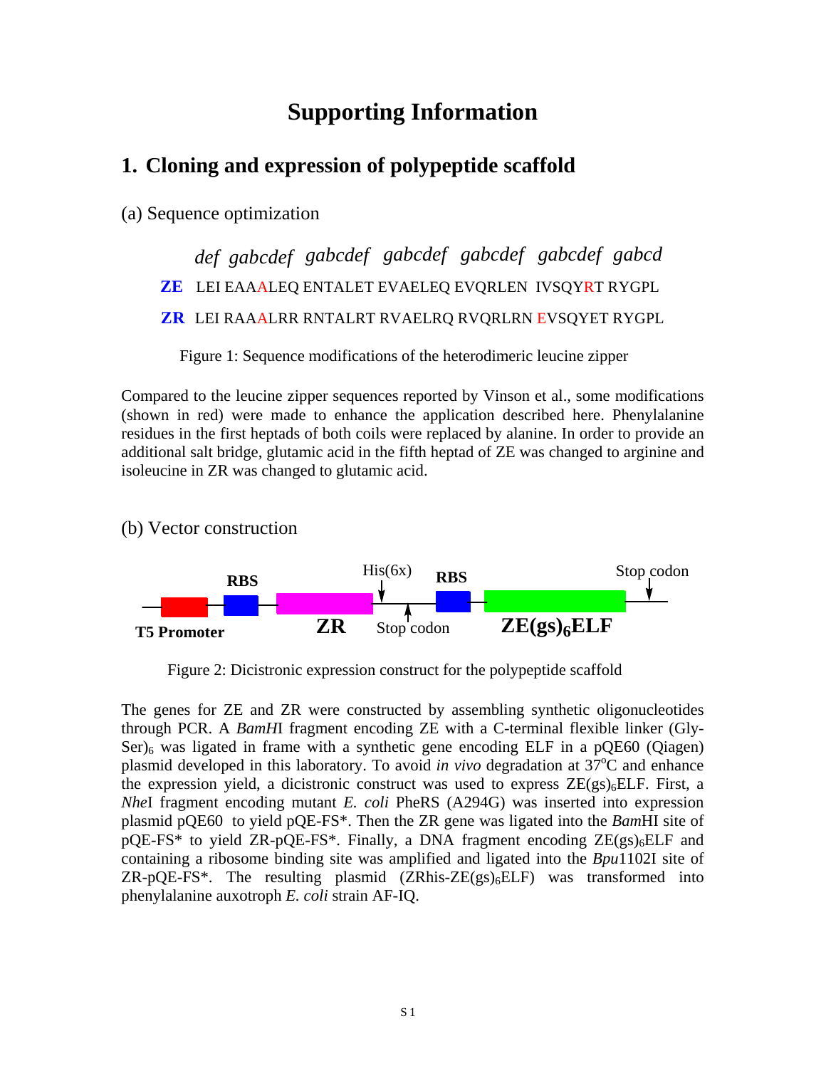# Supporting Information

## 1. Cloning and expression of polypeptide scaffold

### (a) Sequence optimization

*def gabcdef gabcdef gabcdef gabcdef gabcdef gabcd*

**ZE** LEI EAAALEQ ENTALET EVAELEQ EVQRLEN IVSQYRT RYGPL

**ZR** LEI RAAALRR RNTALRT RVAELRQ RVQRLRN EVSQYET RYGPL

Figure 1: Sequence modifications of the heterodimeric leucine zipper

Compared to the leucine zipper sequences reported by Vinson et al., some modifications (shown in red) were made to enhance the application described here. Phenylalanine residues in the first heptads of both coils were replaced by alanine. In order to provide an additional salt bridge, glutamic acid in the fifth heptad of ZE was changed to arginine and isoleucine in ZR was changed to glutamic acid.

### (b) Vector construction

RBS

His(6x)

RBS

Stop codon

T5 Promoter

ZR

Stop codon

$ZE(gs)_6ELF$

Figure 2: Dicistronic expression construct for the polypeptide scaffold

The genes for ZE and ZR were constructed by assembling synthetic oligonucleotides through PCR. A *BamH*I fragment encoding ZE with a C-terminal flexible linker (Gly-Ser)$_6$ was ligated in frame with a synthetic gene encoding ELF in a pQE60 (Qiagen) plasmid developed in this laboratory. To avoid *in vivo* degradation at 37$^o$C and enhance the expression yield, a dicistronic construct was used to express $ZE(gs)_6ELF$. First, a *Nhe*I fragment encoding mutant *E. coli* PheRS (A294G) was inserted into expression plasmid pQE60 to yield pQE-FS*. Then the ZR gene was ligated into the *Bam*HI site of pQE-FS* to yield ZR-pQE-FS*. Finally, a DNA fragment encoding $ZE(gs)_6ELF$ and containing a ribosome binding site was amplified and ligated into the *Bpu*1102I site of ZR-pQE-FS*. The resulting plasmid (ZRhis-$ZE(gs)_6ELF$) was transformed into phenylalanine auxotroph *E. coli* strain AF-IQ.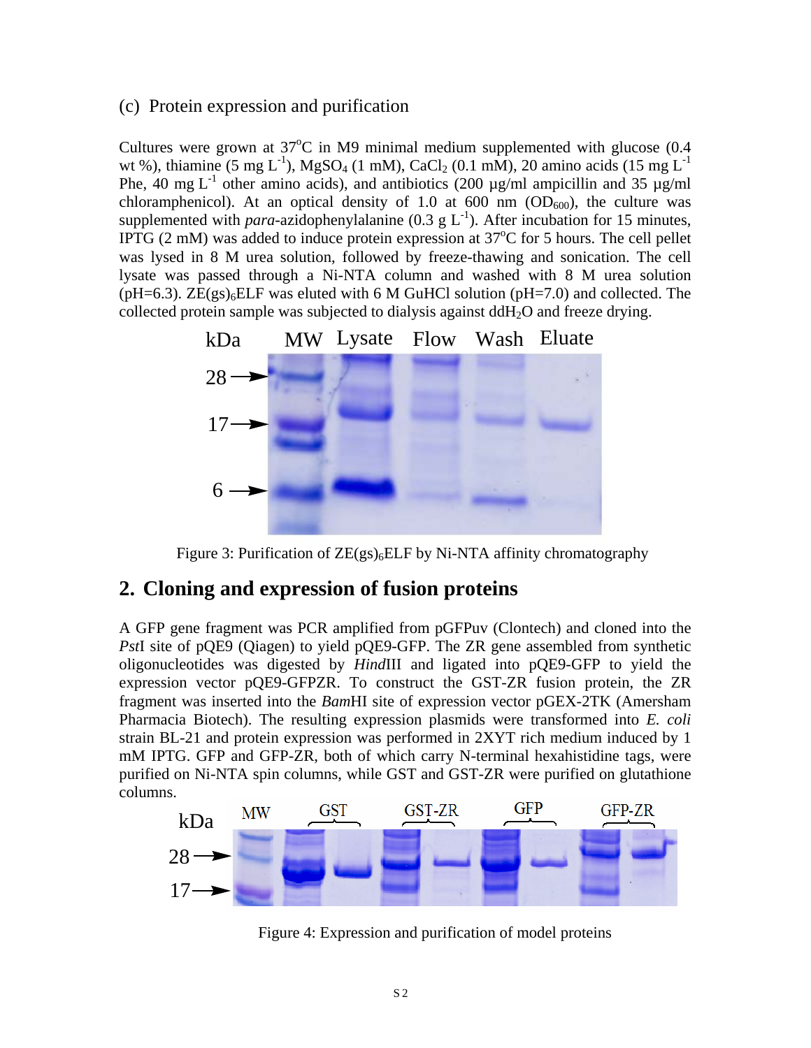(c) Protein expression and purification

Cultures were grown at 37°C in M9 minimal medium supplemented with glucose (0.4 wt %), thiamine (5 mg $L^{-1}$), $MgSO_4$ (1 mM), $CaCl_2$ (0.1 mM), 20 amino acids (15 mg $L^{-1}$ Phe, 40 mg $L^{-1}$ other amino acids), and antibiotics (200 µg/ml ampicillin and 35 µg/ml chloramphenicol). At an optical density of 1.0 at 600 nm ($OD_{600}$), the culture was supplemented with *para*-azidophenylalanine (0.3 g $L^{-1}$). After incubation for 15 minutes, IPTG (2 mM) was added to induce protein expression at 37°C for 5 hours. The cell pellet was lysed in 8 M urea solution, followed by freeze-thawing and sonication. The cell lysate was passed through a Ni-NTA column and washed with 8 M urea solution (pH=6.3). $ZE(gs)_6ELF$ was eluted with 6 M GuHCl solution (pH=7.0) and collected. The collected protein sample was subjected to dialysis against $ddH_2O$ and freeze drying.

kDa
MW
Lysate
Flow
Wash
Eluate
28
17
6

Figure 3: Purification of $ZE(gs)_6ELF$ by Ni-NTA affinity chromatography

## 2. Cloning and expression of fusion proteins

A GFP gene fragment was PCR amplified from pGFPuv (Clontech) and cloned into the *Pst*I site of pQE9 (Qiagen) to yield pQE9-GFP. The ZR gene assembled from synthetic oligonucleotides was digested by *Hind*III and ligated into pQE9-GFP to yield the expression vector pQE9-GFPZR. To construct the GST-ZR fusion protein, the ZR fragment was inserted into the *Bam*HI site of expression vector pGEX-2TK (Amersham Pharmacia Biotech). The resulting expression plasmids were transformed into *E. coli* strain BL-21 and protein expression was performed in 2XYT rich medium induced by 1 mM IPTG. GFP and GFP-ZR, both of which carry N-terminal hexahistidine tags, were purified on Ni-NTA spin columns, while GST and GST-ZR were purified on glutathione columns.

kDa
MW
GST
GST-ZR
GFP
GFP-ZR
28
17

Figure 4: Expression and purification of model proteins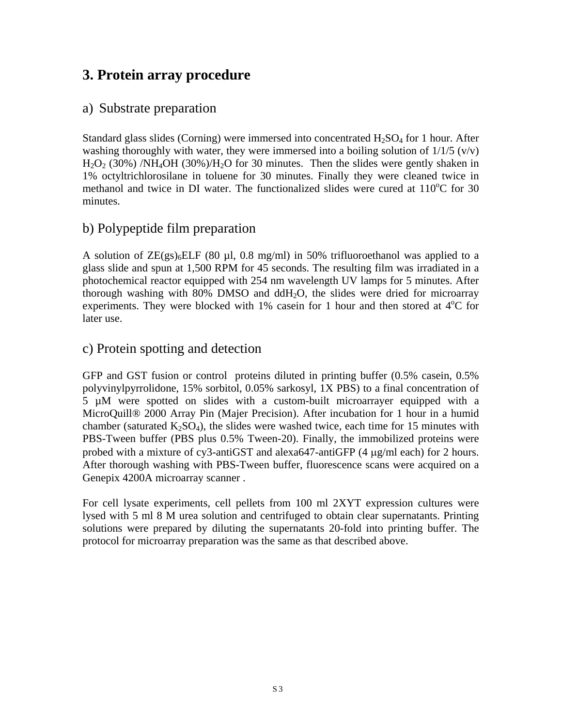# 3. Protein array procedure

## a) Substrate preparation

Standard glass slides (Corning) were immersed into concentrated $H_2SO_4$ for 1 hour. After washing thoroughly with water, they were immersed into a boiling solution of 1/1/5 (v/v) $H_2O_2$ (30%) /$NH_4OH$ (30%)/$H_2O$ for 30 minutes. Then the slides were gently shaken in 1% octyltrichlorosilane in toluene for 30 minutes. Finally they were cleaned twice in methanol and twice in DI water. The functionalized slides were cured at 110$^{o}$C for 30 minutes.

## b) Polypeptide film preparation

A solution of ZE(gs)$_6$ELF (80 µl, 0.8 mg/ml) in 50% trifluoroethanol was applied to a glass slide and spun at 1,500 RPM for 45 seconds. The resulting film was irradiated in a photochemical reactor equipped with 254 nm wavelength UV lamps for 5 minutes. After thorough washing with 80% DMSO and dd$H_2O$, the slides were dried for microarray experiments. They were blocked with 1% casein for 1 hour and then stored at 4$^{o}$C for later use.

## c) Protein spotting and detection

GFP and GST fusion or control proteins diluted in printing buffer (0.5% casein, 0.5% polyvinylpyrrolidone, 15% sorbitol, 0.05% sarkosyl, 1X PBS) to a final concentration of 5 µM were spotted on slides with a custom-built microarrayer equipped with a MicroQuill® 2000 Array Pin (Majer Precision). After incubation for 1 hour in a humid chamber (saturated $K_2SO_4$), the slides were washed twice, each time for 15 minutes with PBS-Tween buffer (PBS plus 0.5% Tween-20). Finally, the immobilized proteins were probed with a mixture of cy3-antiGST and alexa647-antiGFP (4 µg/ml each) for 2 hours. After thorough washing with PBS-Tween buffer, fluorescence scans were acquired on a Genepix 4200A microarray scanner .

For cell lysate experiments, cell pellets from 100 ml 2XYT expression cultures were lysed with 5 ml 8 M urea solution and centrifuged to obtain clear supernatants. Printing solutions were prepared by diluting the supernatants 20-fold into printing buffer. The protocol for microarray preparation was the same as that described above.